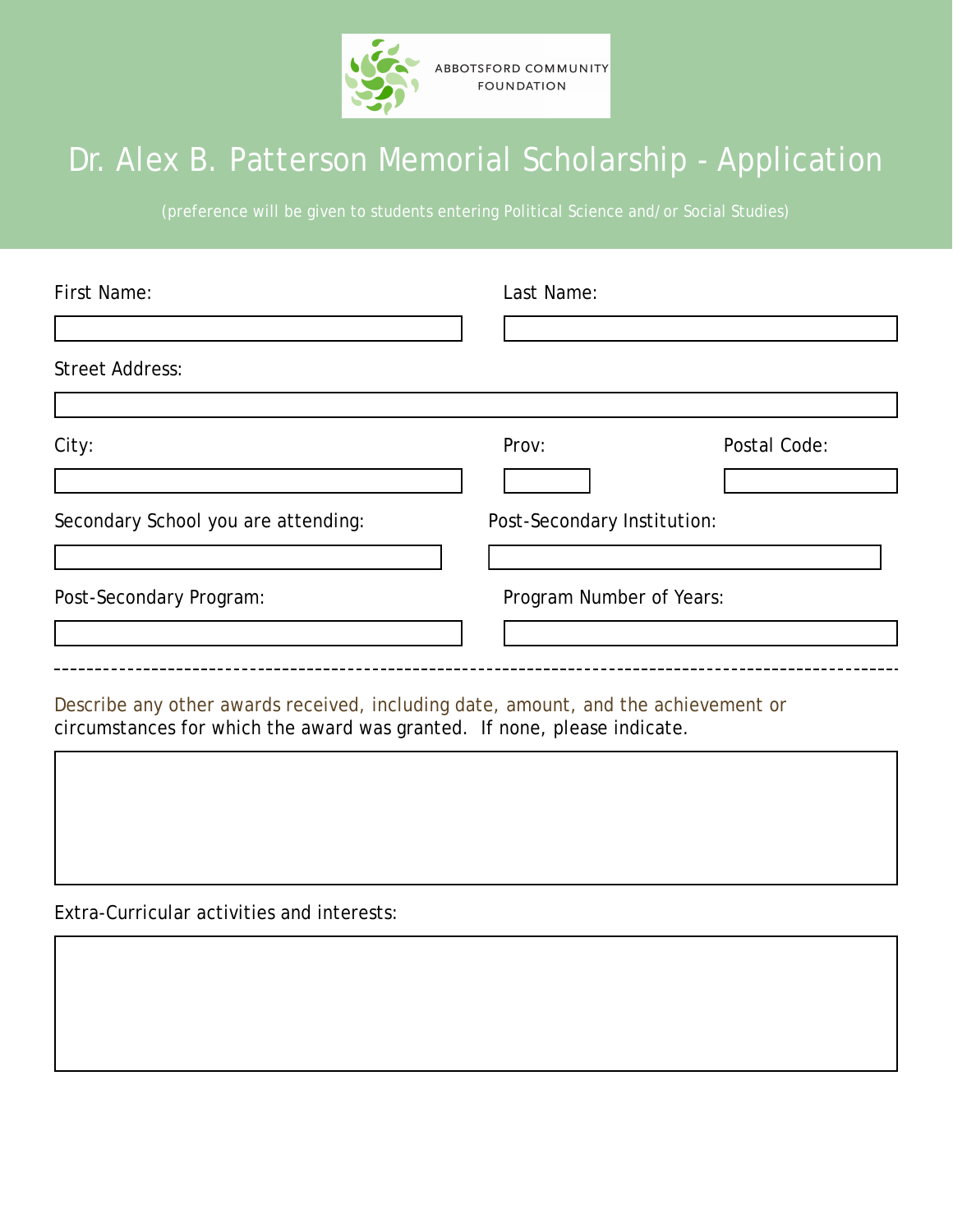ABBOTSFORD COMMUNITY FOUNDATION

# Dr. Alex B. Patterson Memorial Scholarship - Application

(preference will be given to students entering Political Science and/or Social Studies)

First Name:

Last Name:

Street Address:

City:

Prov:

Postal Code:

Secondary School you are attending:

Post-Secondary Institution:

Post-Secondary Program:

Program Number of Years:

---

Describe any other awards received, including date, amount, and the achievement or circumstances for which the award was granted. If none, please indicate.

Extra-Curricular activities and interests: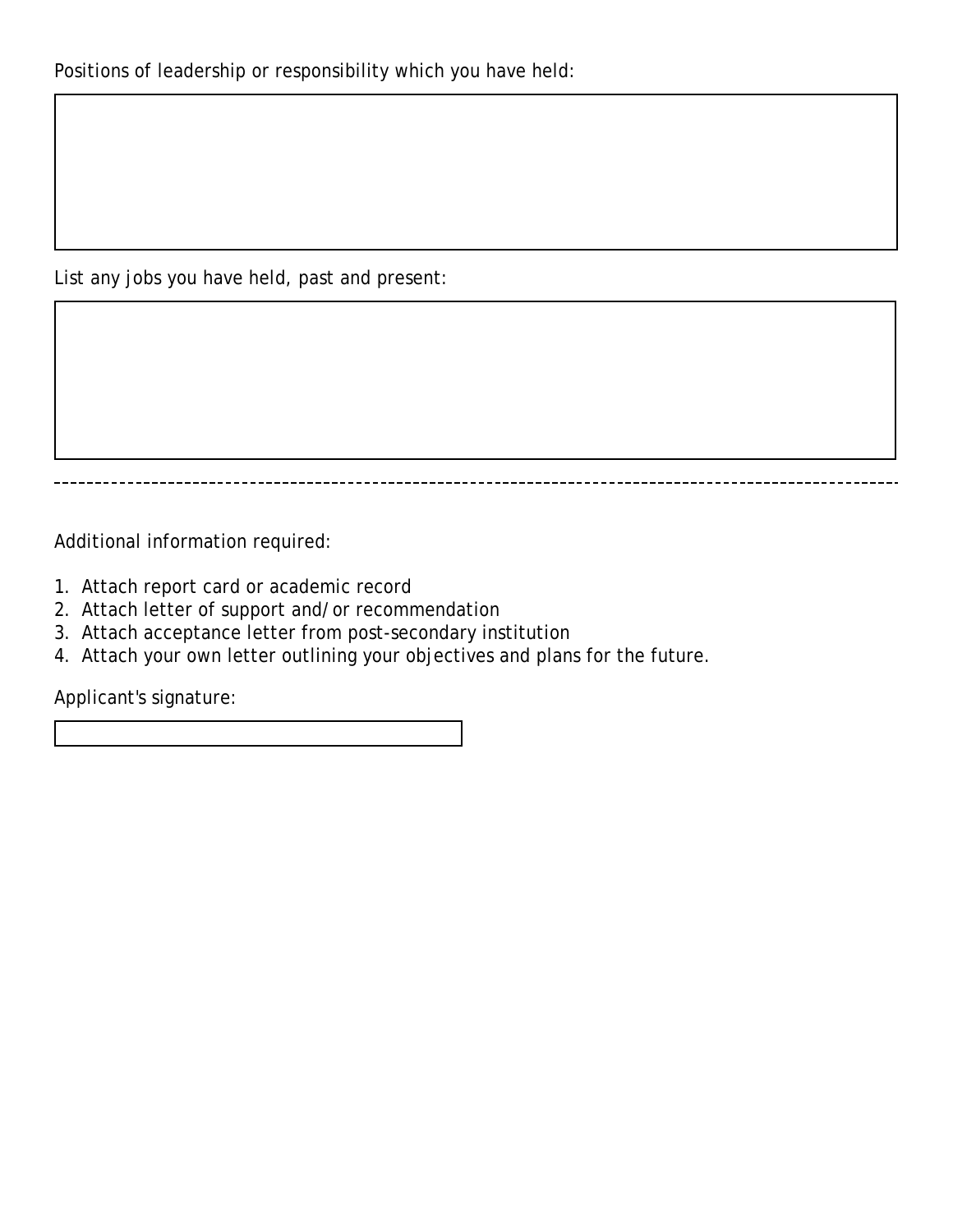Positions of leadership or responsibility which you have held:

List any jobs you have held, past and present:

---

Additional information required:

1. Attach report card or academic record
2. Attach letter of support and/or recommendation
3. Attach acceptance letter from post-secondary institution
4. Attach your own letter outlining your objectives and plans for the future.

Applicant's signature: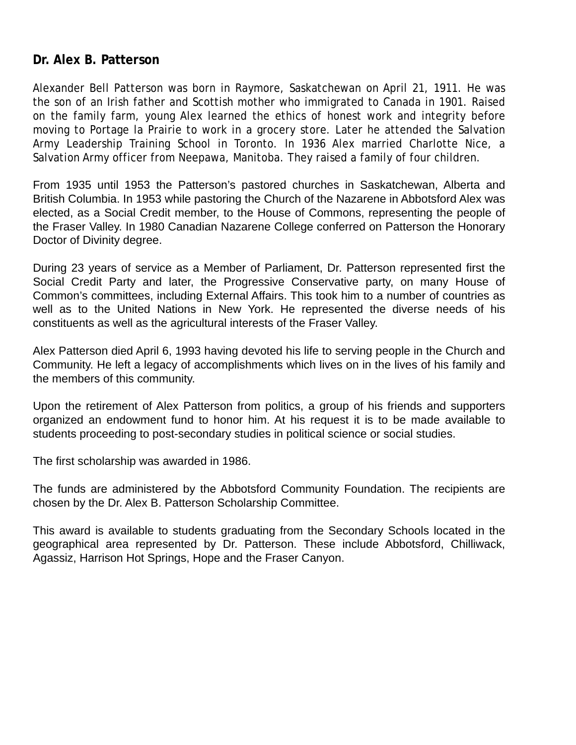**Dr. Alex B. Patterson**

Alexander Bell Patterson was born in Raymore, Saskatchewan on April 21, 1911. He was the son of an Irish father and Scottish mother who immigrated to Canada in 1901. Raised on the family farm, young Alex learned the ethics of honest work and integrity before moving to Portage la Prairie to work in a grocery store. Later he attended the Salvation Army Leadership Training School in Toronto. In 1936 Alex married Charlotte Nice, a Salvation Army officer from Neepawa, Manitoba. They raised a family of four children.

From 1935 until 1953 the Patterson's pastored churches in Saskatchewan, Alberta and British Columbia. In 1953 while pastoring the Church of the Nazarene in Abbotsford Alex was elected, as a Social Credit member, to the House of Commons, representing the people of the Fraser Valley. In 1980 Canadian Nazarene College conferred on Patterson the Honorary Doctor of Divinity degree.

During 23 years of service as a Member of Parliament, Dr. Patterson represented first the Social Credit Party and later, the Progressive Conservative party, on many House of Common's committees, including External Affairs. This took him to a number of countries as well as to the United Nations in New York. He represented the diverse needs of his constituents as well as the agricultural interests of the Fraser Valley.

Alex Patterson died April 6, 1993 having devoted his life to serving people in the Church and Community. He left a legacy of accomplishments which lives on in the lives of his family and the members of this community.

Upon the retirement of Alex Patterson from politics, a group of his friends and supporters organized an endowment fund to honor him. At his request it is to be made available to students proceeding to post-secondary studies in political science or social studies.

The first scholarship was awarded in 1986.

The funds are administered by the Abbotsford Community Foundation. The recipients are chosen by the Dr. Alex B. Patterson Scholarship Committee.

This award is available to students graduating from the Secondary Schools located in the geographical area represented by Dr. Patterson. These include Abbotsford, Chilliwack, Agassiz, Harrison Hot Springs, Hope and the Fraser Canyon.